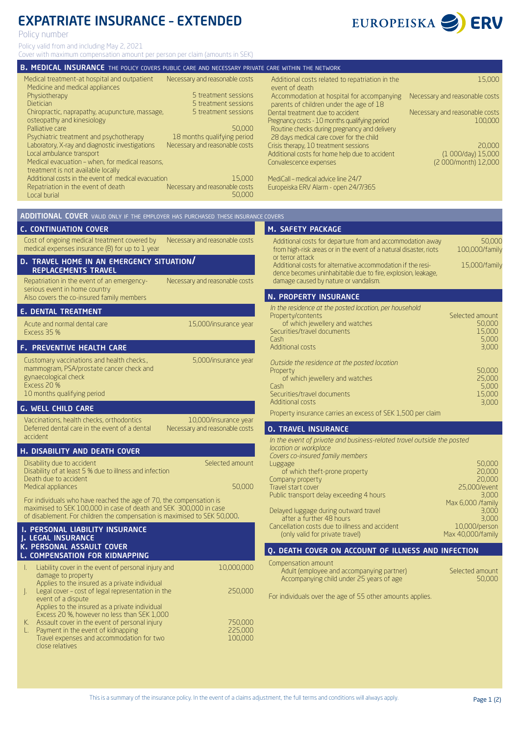# EXPATRIATE INSURANCE – EXTENDED

Policy number

Policy valid from and including May 2, 2021

Cover with maximum compensation amount per person per claim (amounts in SEK)

## B. MEDICAL INSURANCE THE POLICY COVERS PUBLIC CARE AND NECESSARY PRIVATE CARE WITHIN THE NETWORK

| | |
|---|---|
| Medical treatment-at hospital and outpatient | Necessary and reasonable costs |
| Medicine and medical appliances | |
| Physiotherapy | 5 treatment sessions |
| Dietician | 5 treatment sessions |
| Chiropractic, naprapathy, acupuncture, massage, osteopathy and kinesiology | 5 treatment sessions |
| Palliative care | 50,000 |
| Psychiatric treatment and psychotherapy | 18 months qualifying period |
| Laboratory, X-ray and diagnostic investigations | Necessary and reasonable costs |
| Local ambulance transport | |
| Medical evacuation – when, for medical reasons, treatment is not available locally | |
| Additional costs in the event of medical evacuation | 15,000 |
| Repatriation in the event of death | Necessary and reasonable costs |
| Local burial | 50,000 |
| Additional costs related to repatriation in the event of death | 15,000 |
| Accommodation at hospital for accompanying parents of children under the age of 18 | Necessary and reasonable costs |
| Dental treatment due to accident | Necessary and reasonable costs |
| Pregnancy costs - 10 months qualifying period | 100,000 |
| Routine checks during pregnancy and delivery | |
| 28 days medical care cover for the child | |
| Crisis therapy, 10 treatment sessions | 20,000 |
| Additional costs for home help due to accident | (1 000/day) 15,000 |
| Convalescence expenses | (2 000/month) 12,000 |

MediCall – medical advice line 24/7

Europeiska ERV Alarm - open 24/7/365

## ADDITIONAL COVER VALID ONLY IF THE EMPLOYER HAS PURCHASED THESE INSURANCE COVERS

### C. CONTINUATION COVER

| | |
|---|---|
| Cost of ongoing medical treatment covered by medical expenses insurance (B) for up to 1 year | Necessary and reasonable costs |

### D. TRAVEL HOME IN AN EMERGENCY SITUATION/ REPLACEMENTS TRAVEL

| | |
|---|---|
| Repatriation in the event of an emergency-serious event in home country | Necessary and reasonable costs |
| Also covers the co-insured family members | |

### E. DENTAL TREATMENT

| | |
|---|---|
| Acute and normal dental care | 15,000/insurance year |
| Excess 35 % | |

### F. PREVENTIVE HEALTH CARE

| | |
|---|---|
| Customary vaccinations and health checks., mammogram, PSA/prostate cancer check and gynaecological check | 5,000/insurance year |
| Excess 20 % | |
| 10 months qualifying period | |

### G. WELL CHILD CARE

| | |
|---|---|
| Vaccinations, health checks, orthodontics | 10,000/insurance year |
| Deferred dental care in the event of a dental accident | Necessary and reasonable costs |

### H. DISABILITY AND DEATH COVER

| | |
|---|---|
| Disability due to accident | Selected amount |
| Disability of at least 5 % due to illness and infection | |
| Death due to accident | |
| Medical appliances | 50,000 |

For individuals who have reached the age of 70, the compensation is maximised to SEK 100,000 in case of death and SEK 300,000 in case of disablement. For children the compensation is maximised to SEK 50,000.

### I. PERSONAL LIABILITY INSURANCE
### J. LEGAL INSURANCE
### K. PERSONAL ASSAULT COVER
### L. COMPENSATION FOR KIDNAPPING

| | | |
|---|---|---|
| I. | Liability cover in the event of personal injury and damage to property<br>Applies to the insured as a private individual | 10,000,000 |
| J. | Legal cover – cost of legal representation in the event of a dispute<br>Applies to the insured as a private individual<br>Excess 20 %, however no less than SEK 1,000 | 250,000 |
| K. | Assault cover in the event of personal injury | 750,000 |
| L. | Payment in the event of kidnapping | 225,000 |
| | Travel expenses and accommodation for two close relatives | 100,000 |

### M. SAFETY PACKAGE

| | |
|---|---|
| Additional costs for departure from and accommodation away from high-risk areas or in the event of a natural disaster, riots or terror attack | 50,000<br>100,000/family |
| Additional costs for alternative accommodation if the residence becomes uninhabitable due to fire, explosion, leakage, damage caused by nature or vandalism. | 15,000/family |

### N. PROPERTY INSURANCE

| | |
|---|---|
| *In the residence at the posted location, per household* | |
| Property/contents | Selected amount |
| of which jewellery and watches | 50,000 |
| Securities/travel documents | 15,000 |
| Cash | 5,000 |
| Additional costs | 3,000 |
| *Outside the residence at the posted location* | |
| Property | 50,000 |
| of which jewellery and watches | 25,000 |
| Cash | 5,000 |
| Securities/travel documents | 15,000 |
| Additional costs | 3,000 |

Property insurance carries an excess of SEK 1,500 per claim

### O. TRAVEL INSURANCE

*In the event of private and business-related travel outside the posted location or workplace*

*Covers co-insured family members*

| | |
|---|---|
| Luggage | 50,000 |
| of which theft-prone property | 20,000 |
| Company property | 20,000 |
| Travel start cover | 25,000/event |
| Public transport delay exceeding 4 hours | 3,000<br>Max 6,000 /family |
| Delayed luggage during outward travel | 3,000 |
| after a further 48 hours | 3,000 |
| Cancellation costs due to illness and accident (only valid for private travel) | 10,000/person<br>Max 40,000/family |

### Q. DEATH COVER ON ACCOUNT OF ILLNESS AND INFECTION

| | |
|---|---|
| Compensation amount | |
| Adult (employee and accompanying partner) | Selected amount |
| Accompanying child under 25 years of age | 50,000 |

For individuals over the age of 55 other amounts applies.

This is a summary of the insurance policy. In the event of a claims adjustment, the full terms and conditions will always apply.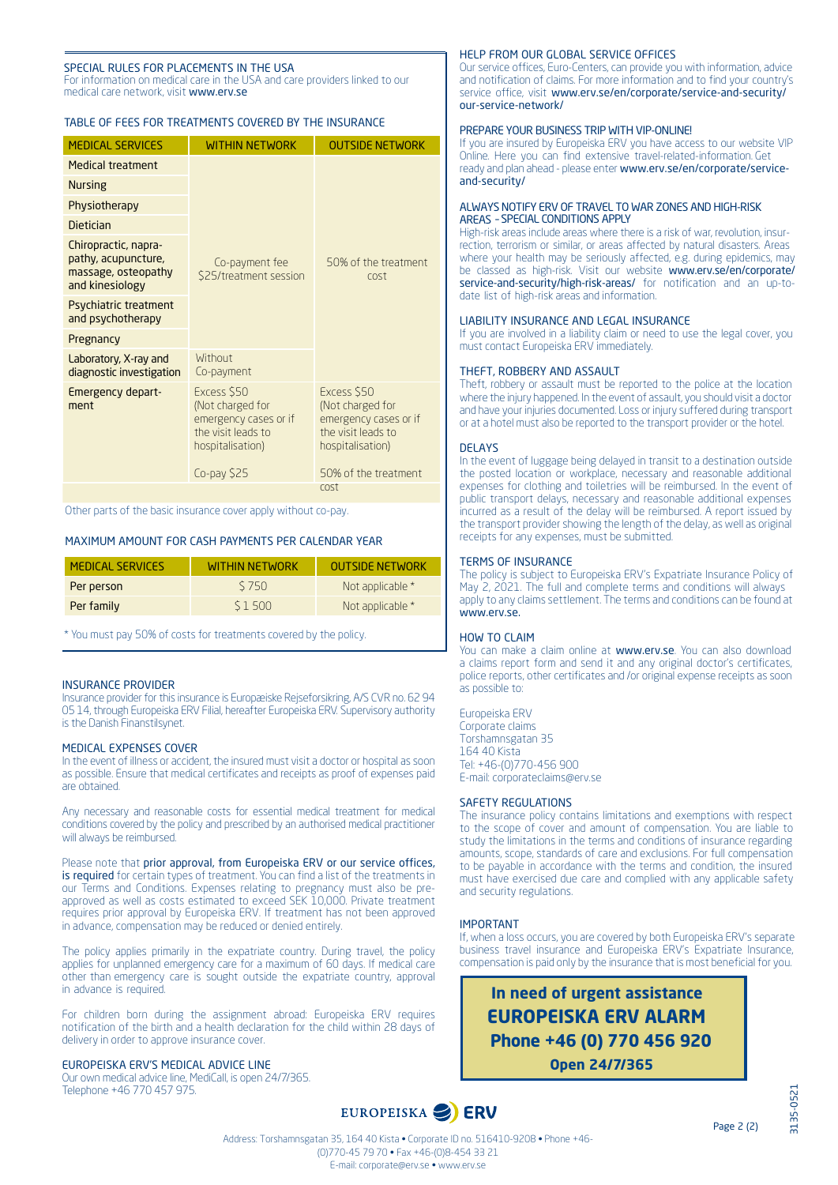## SPECIAL RULES FOR PLACEMENTS IN THE USA

For information on medical care in the USA and care providers linked to our medical care network, visit www.erv.se

## TABLE OF FEES FOR TREATMENTS COVERED BY THE INSURANCE

| MEDICAL SERVICES | WITHIN NETWORK | OUTSIDE NETWORK |
|---|---|---|
| Medical treatment | Co-payment fee $25/treatment session | 50% of the treatment cost |
| Nursing | Co-payment fee $25/treatment session | 50% of the treatment cost |
| Physiotherapy | Co-payment fee $25/treatment session | 50% of the treatment cost |
| Dietician | Co-payment fee $25/treatment session | 50% of the treatment cost |
| Chiropractic, naprapathy, acupuncture, massage, osteopathy and kinesiology | Co-payment fee $25/treatment session | 50% of the treatment cost |
| Psychiatric treatment and psychotherapy | Co-payment fee $25/treatment session | 50% of the treatment cost |
| Pregnancy | Co-payment fee $25/treatment session | 50% of the treatment cost |
| Laboratory, X-ray and diagnostic investigation | Without Co-payment | 50% of the treatment cost |
| Emergency department | Excess $50 (Not charged for emergency cases or if the visit leads to hospitalisation) Co-pay $25 | Excess $50 (Not charged for emergency cases or if the visit leads to hospitalisation) 50% of the treatment cost |

Other parts of the basic insurance cover apply without co-pay.

## MAXIMUM AMOUNT FOR CASH PAYMENTS PER CALENDAR YEAR

| MEDICAL SERVICES | WITHIN NETWORK | OUTSIDE NETWORK |
|---|---|---|
| Per person | $ 750 | Not applicable * |
| Per family | $ 1 500 | Not applicable * |

* You must pay 50% of costs for treatments covered by the policy.

## INSURANCE PROVIDER

Insurance provider for this insurance is Europæiske Rejseforsikring A/S CVR no. 62 94 05 14, through Europeiska ERV Filial, hereafter Europeiska ERV. Supervisory authority is the Danish Finanstilsynet.

## MEDICAL EXPENSES COVER

In the event of illness or accident, the insured must visit a doctor or hospital as soon as possible. Ensure that medical certificates and receipts as proof of expenses paid are obtained.

Any necessary and reasonable costs for essential medical treatment for medical conditions covered by the policy and prescribed by an authorised medical practitioner will always be reimbursed.

Please note that **prior approval, from Europeiska ERV or our service offices, is required** for certain types of treatment. You can find a list of the treatments in our Terms and Conditions. Expenses relating to pregnancy must also be pre-approved as well as costs estimated to exceed SEK 10,000. Private treatment requires prior approval by Europeiska ERV. If treatment has not been approved in advance, compensation may be reduced or denied entirely.

The policy applies primarily in the expatriate country. During travel, the policy applies for unplanned emergency care for a maximum of 60 days. If medical care other than emergency care is sought outside the expatriate country, approval in advance is required.

For children born during the assignment abroad: Europeiska ERV requires notification of the birth and a health declaration for the child within 28 days of delivery in order to approve insurance cover.

## EUROPEISKA ERV'S MEDICAL ADVICE LINE

Our own medical advice line, MediCall, is open 24/7/365.
Telephone +46 770 457 975.

## HELP FROM OUR GLOBAL SERVICE OFFICES

Our service offices, Euro-Centers, can provide you with information, advice and notification of claims. For more information and to find your country's service office, visit www.erv.se/en/corporate/service-and-security/our-service-network/

## PREPARE YOUR BUSINESS TRIP WITH VIP-ONLINE!

If you are insured by Europeiska ERV you have access to our website VIP Online. Here you can find extensive travel-related-information. Get ready and plan ahead - please enter www.erv.se/en/corporate/service-and-security/

## ALWAYS NOTIFY ERV OF TRAVEL TO WAR ZONES AND HIGH-RISK AREAS – SPECIAL CONDITIONS APPLY

High-risk areas include areas where there is a risk of war, revolution, insurrection, terrorism or similar, or areas affected by natural disasters. Areas where your health may be seriously affected, e.g. during epidemics, may be classed as high-risk. Visit our website www.erv.se/en/corporate/service-and-security/high-risk-areas/ for notification and an up-to-date list of high-risk areas and information.

## LIABILITY INSURANCE AND LEGAL INSURANCE

If you are involved in a liability claim or need to use the legal cover, you must contact Europeiska ERV immediately.

## THEFT, ROBBERY AND ASSAULT

Theft, robbery or assault must be reported to the police at the location where the injury happened. In the event of assault, you should visit a doctor and have your injuries documented. Loss or injury suffered during transport or at a hotel must also be reported to the transport provider or the hotel.

## DELAYS

In the event of luggage being delayed in transit to a destination outside the posted location or workplace, necessary and reasonable additional expenses for clothing and toiletries will be reimbursed. In the event of public transport delays, necessary and reasonable additional expenses incurred as a result of the delay will be reimbursed. A report issued by the transport provider showing the length of the delay, as well as original receipts for any expenses, must be submitted.

## TERMS OF INSURANCE

The policy is subject to Europeiska ERV's Expatriate Insurance Policy of May 2, 2021. The full and complete terms and conditions will always apply to any claims settlement. The terms and conditions can be found at www.erv.se.

## HOW TO CLAIM

You can make a claim online at **www.erv.se**. You can also download a claims report form and send it and any original doctor's certificates, police reports, other certificates and /or original expense receipts as soon as possible to:

Europeiska ERV
Corporate claims
Torshamnsgatan 35
164 40 Kista
Tel: +46-(0)770-456 900
E-mail: corporateclaims@erv.se

## SAFETY REGULATIONS

The insurance policy contains limitations and exemptions with respect to the scope of cover and amount of compensation. You are liable to study the limitations in the terms and conditions of insurance regarding amounts, scope, standards of care and exclusions. For full compensation to be payable in accordance with the terms and condition, the insured must have exercised due care and complied with any applicable safety and security regulations.

## IMPORTANT

If, when a loss occurs, you are covered by both Europeiska ERV's separate business travel insurance and Europeiska ERV's Expatriate Insurance, compensation is paid only by the insurance that is most beneficial for you.

**In need of urgent assistance**
**EUROPEISKA ERV ALARM**
**Phone +46 (0) 770 456 920**
**Open 24/7/365**

EUROPEISKA ERV

Address: Torshamnsgatan 35, 164 40 Kista • Corporate ID no. 516410-9208 • Phone +46-(0)770-45 79 70 • Fax +46-(0)8-454 33 21
E-mail: corporate@erv.se • www.erv.se

3135-0521